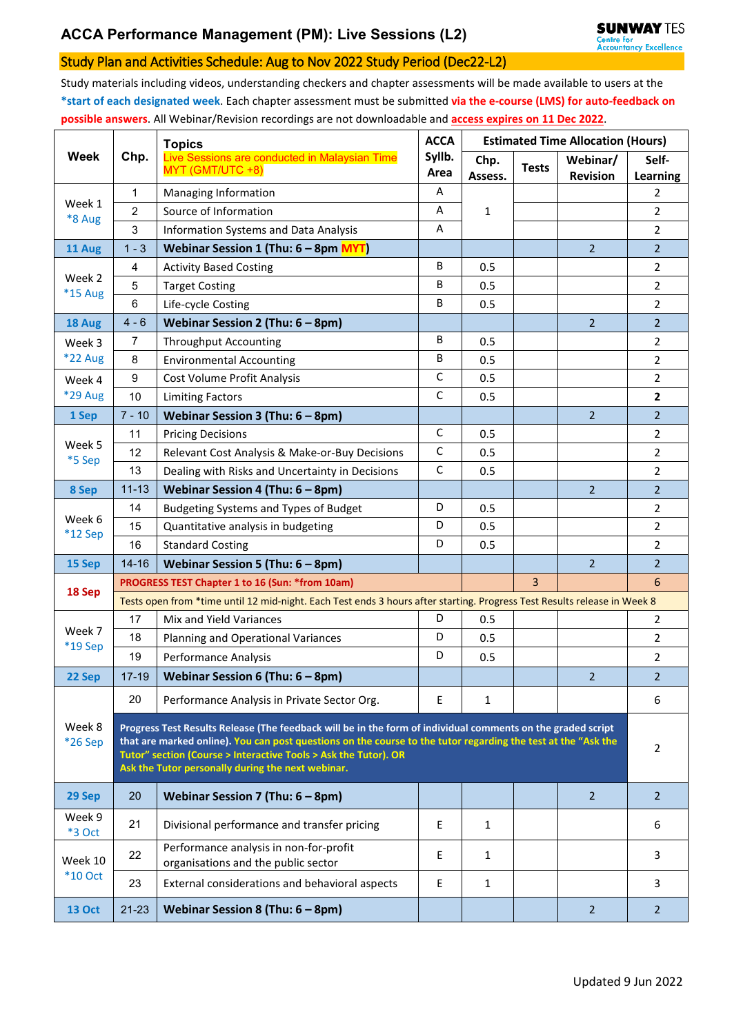# ACCA Performance Management (PM): Live Sessions (L2)

SUNWAY TES Centre for Accountancy Excellence

## Study Plan and Activities Schedule: Aug to Nov 2022 Study Period (Dec22-L2)

Study materials including videos, understanding checkers and chapter assessments will be made available to users at the **\*start of each designated week**. Each chapter assessment must be submitted **via the e-course (LMS) for auto-feedback on possible answers**. All Webinar/Revision recordings are not downloadable and **access expires on 11 Dec 2022**.

| Week | Chp. | Topics<br>Live Sessions are conducted in Malaysian Time MYT (GMT/UTC +8) | ACCA Syllb. Area | Estimated Time Allocation (Hours) | | | |
|---|---|---|---|---|---|---|---|
| | | | | Chp. Assess. | Tests | Webinar/ Revision | Self-Learning |
| Week 1<br>*8 Aug | 1 | Managing Information | A | 1 | | | 2 |
| | 2 | Source of Information | A | | | | 2 |
| | 3 | Information Systems and Data Analysis | A | | | | 2 |
| **11 Aug** | 1 - 3 | **Webinar Session 1 (Thu: 6 – 8pm MYT)** | | | | 2 | 2 |
| Week 2<br>*15 Aug | 4 | Activity Based Costing | B | 0.5 | | | 2 |
| | 5 | Target Costing | B | 0.5 | | | 2 |
| | 6 | Life-cycle Costing | B | 0.5 | | | 2 |
| **18 Aug** | 4 - 6 | **Webinar Session 2 (Thu: 6 – 8pm)** | | | | 2 | 2 |
| Week 3<br>*22 Aug | 7 | Throughput Accounting | B | 0.5 | | | 2 |
| | 8 | Environmental Accounting | B | 0.5 | | | 2 |
| Week 4<br>*29 Aug | 9 | Cost Volume Profit Analysis | C | 0.5 | | | 2 |
| | 10 | Limiting Factors | C | 0.5 | | | **2** |
| **1 Sep** | 7 - 10 | **Webinar Session 3 (Thu: 6 – 8pm)** | | | | 2 | 2 |
| Week 5<br>*5 Sep | 11 | Pricing Decisions | C | 0.5 | | | 2 |
| | 12 | Relevant Cost Analysis & Make-or-Buy Decisions | C | 0.5 | | | 2 |
| | 13 | Dealing with Risks and Uncertainty in Decisions | C | 0.5 | | | 2 |
| **8 Sep** | 11-13 | **Webinar Session 4 (Thu: 6 – 8pm)** | | | | 2 | 2 |
| Week 6<br>*12 Sep | 14 | Budgeting Systems and Types of Budget | D | 0.5 | | | 2 |
| | 15 | Quantitative analysis in budgeting | D | 0.5 | | | 2 |
| | 16 | Standard Costing | D | 0.5 | | | 2 |
| **15 Sep** | 14-16 | **Webinar Session 5 (Thu: 6 – 8pm)** | | | | 2 | 2 |
| **18 Sep** | **PROGRESS TEST Chapter 1 to 16 (Sun: \*from 10am)** | | | | 3 | | 6 |
| | Tests open from *time until 12 mid-night. Each Test ends 3 hours after starting. Progress Test Results release in Week 8 | | | | | | |
| Week 7<br>*19 Sep | 17 | Mix and Yield Variances | D | 0.5 | | | 2 |
| | 18 | Planning and Operational Variances | D | 0.5 | | | 2 |
| | 19 | Performance Analysis | D | 0.5 | | | 2 |
| **22 Sep** | 17-19 | **Webinar Session 6 (Thu: 6 – 8pm)** | | | | 2 | 2 |
| Week 8<br>*26 Sep | 20 | Performance Analysis in Private Sector Org. | E | 1 | | | 6 |
| | **Progress Test Results Release (The feedback will be in the form of individual comments on the graded script that are marked online). You can post questions on the course to the tutor regarding the test at the "Ask the Tutor" section (Course > Interactive Tools > Ask the Tutor). OR Ask the Tutor personally during the next webinar.** | | | | | | 2 |
| **29 Sep** | 20 | **Webinar Session 7 (Thu: 6 – 8pm)** | | | | 2 | 2 |
| Week 9<br>*3 Oct | 21 | Divisional performance and transfer pricing | E | 1 | | | 6 |
| Week 10<br>*10 Oct | 22 | Performance analysis in non-for-profit organisations and the public sector | E | 1 | | | 3 |
| | 23 | External considerations and behavioral aspects | E | 1 | | | 3 |
| **13 Oct** | 21-23 | **Webinar Session 8 (Thu: 6 – 8pm)** | | | | 2 | 2 |

Updated 9 Jun 2022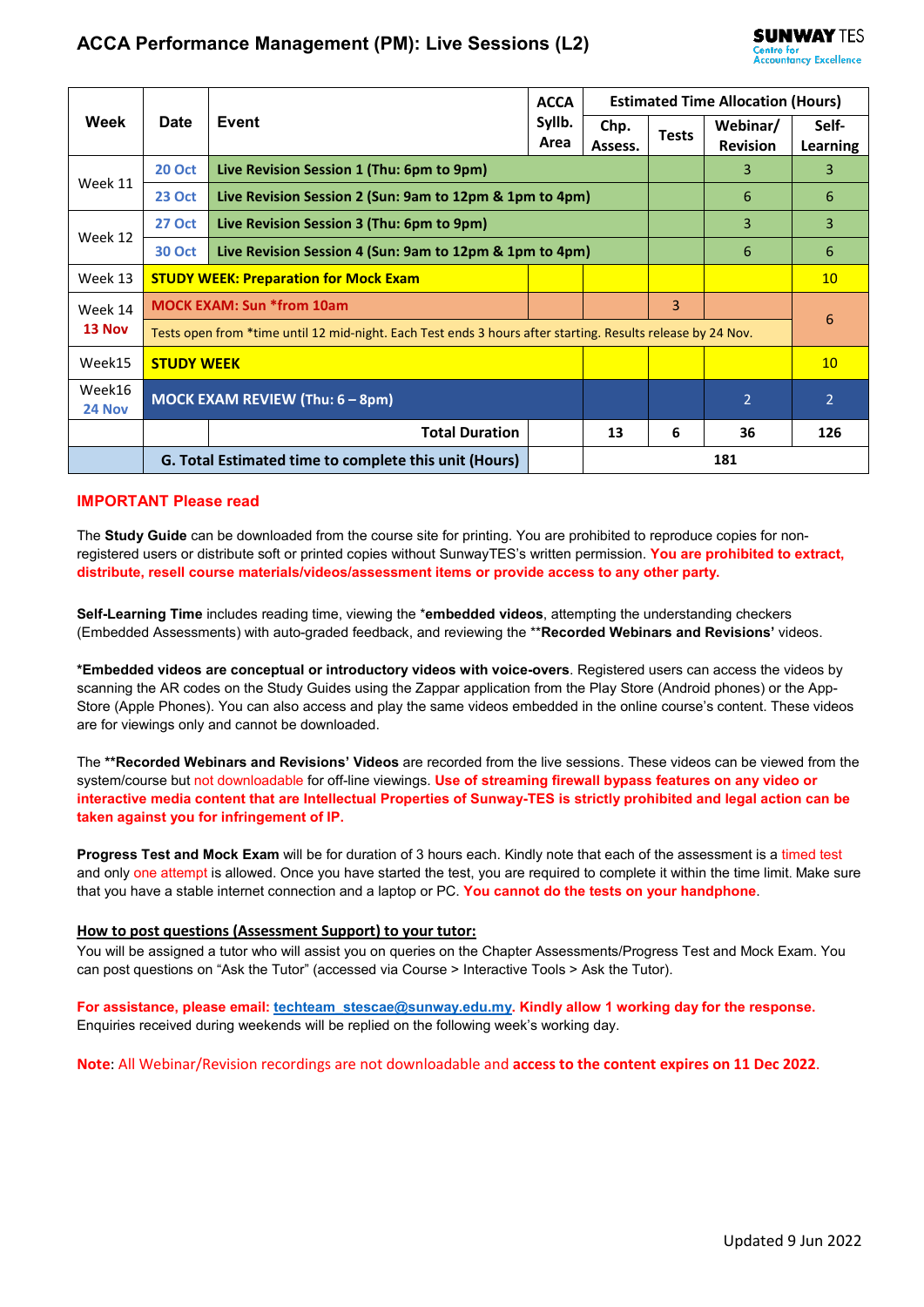# ACCA Performance Management (PM): Live Sessions (L2)

| Week | Date | Event | ACCA Syllb. Area | Estimated Time Allocation (Hours) | | | |
|---|---|---|---|---|---|---|---|
| | | | | Chp. Assess. | Tests | Webinar/ Revision | Self-Learning |
| Week 11 | 20 Oct | Live Revision Session 1 (Thu: 6pm to 9pm) | | | | 3 | 3 |
| | 23 Oct | Live Revision Session 2 (Sun: 9am to 12pm & 1pm to 4pm) | | | | 6 | 6 |
| Week 12 | 27 Oct | Live Revision Session 3 (Thu: 6pm to 9pm) | | | | 3 | 3 |
| | 30 Oct | Live Revision Session 4 (Sun: 9am to 12pm & 1pm to 4pm) | | | | 6 | 6 |
| Week 13 | STUDY WEEK: Preparation for Mock Exam | | | | | | 10 |
| Week 14 13 Nov | MOCK EXAM: Sun *from 10am | | | | 3 | | 6 |
| | Tests open from *time until 12 mid-night. Each Test ends 3 hours after starting. Results release by 24 Nov. | | | | | | |
| Week15 | STUDY WEEK | | | | | | 10 |
| Week16 24 Nov | MOCK EXAM REVIEW (Thu: 6 – 8pm) | | | | | 2 | 2 |
| | | Total Duration | | 13 | 6 | 36 | 126 |
| | G. Total Estimated time to complete this unit (Hours) | | | 181 | | | |

## IMPORTANT Please read

The **Study Guide** can be downloaded from the course site for printing. You are prohibited to reproduce copies for non-registered users or distribute soft or printed copies without SunwayTES's written permission. **You are prohibited to extract, distribute, resell course materials/videos/assessment items or provide access to any other party.**

**Self-Learning Time** includes reading time, viewing the ***embedded videos**, attempting the understanding checkers (Embedded Assessments) with auto-graded feedback, and reviewing the ****Recorded Webinars and Revisions'** videos.

***Embedded videos are conceptual or introductory videos with voice-overs**. Registered users can access the videos by scanning the AR codes on the Study Guides using the Zappar application from the Play Store (Android phones) or the App-Store (Apple Phones). You can also access and play the same videos embedded in the online course's content. These videos are for viewings only and cannot be downloaded.

The ****Recorded Webinars and Revisions' Videos** are recorded from the live sessions. These videos can be viewed from the system/course but not downloadable for off-line viewings. **Use of streaming firewall bypass features on any video or interactive media content that are Intellectual Properties of Sunway-TES is strictly prohibited and legal action can be taken against you for infringement of IP.**

**Progress Test and Mock Exam** will be for duration of 3 hours each. Kindly note that each of the assessment is a timed test and only one attempt is allowed. Once you have started the test, you are required to complete it within the time limit. Make sure that you have a stable internet connection and a laptop or PC. **You cannot do the tests on your handphone**.

**How to post questions (Assessment Support) to your tutor:**

You will be assigned a tutor who will assist you on queries on the Chapter Assessments/Progress Test and Mock Exam. You can post questions on "Ask the Tutor" (accessed via Course > Interactive Tools > Ask the Tutor).

**For assistance, please email: techteam_stescae@sunway.edu.my. Kindly allow 1 working day for the response.** Enquiries received during weekends will be replied on the following week's working day.

**Note**: All Webinar/Revision recordings are not downloadable and **access to the content expires on 11 Dec 2022**.

Updated 9 Jun 2022